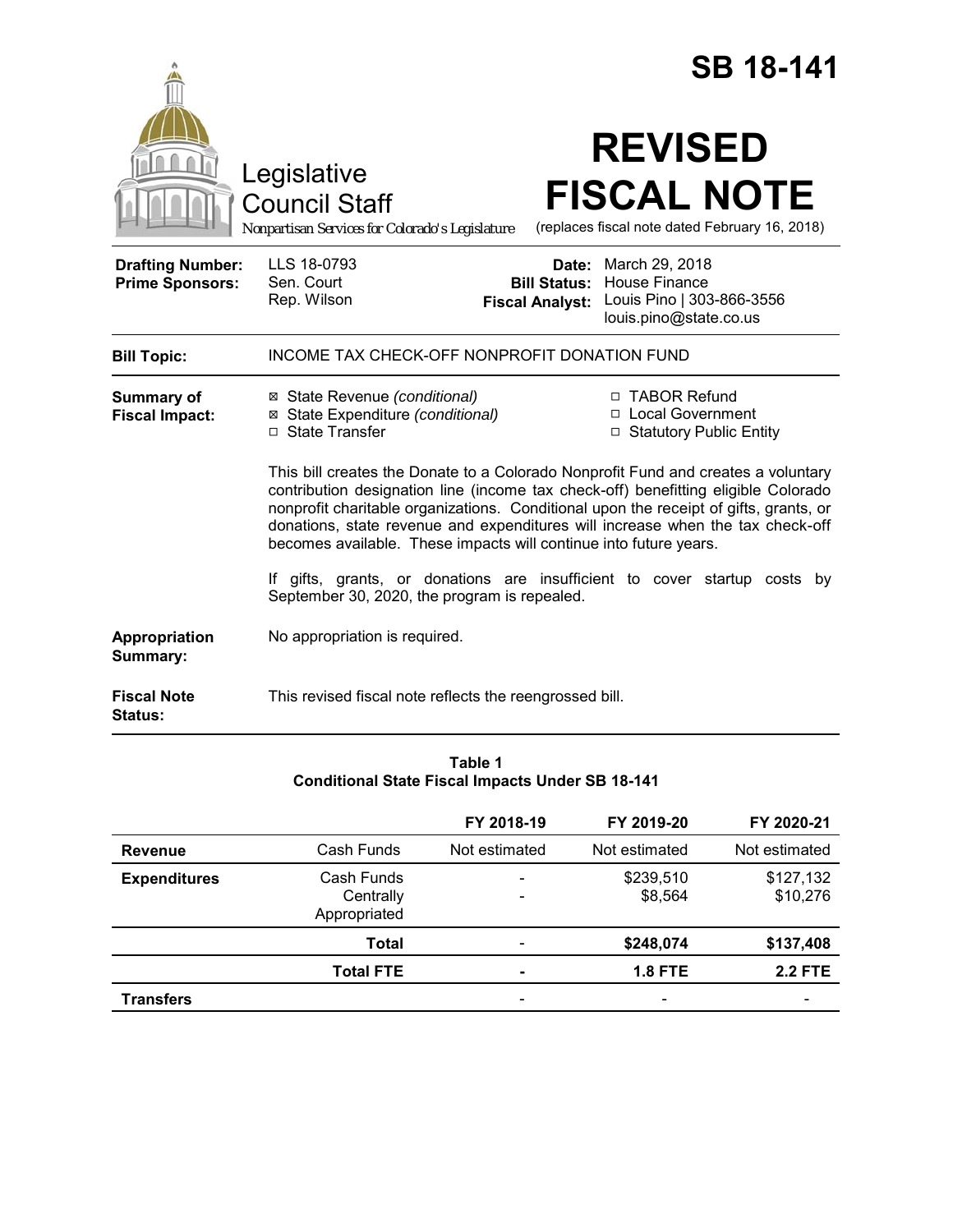# SB 18-141

Legislative Council Staff

*Nonpartisan Services for Colorado's Legislature*

# REVISED FISCAL NOTE

(replaces fiscal note dated February 16, 2018)

| | | | |
|---|---|---|---|
| **Drafting Number:** | LLS 18-0793 | **Date:** | March 29, 2018 |
| **Prime Sponsors:** | Sen. Court<br>Rep. Wilson | **Bill Status:** | House Finance |
| | | **Fiscal Analyst:** | Louis Pino \| 303-866-3556<br>louis.pino@state.co.us |

**Bill Topic:** INCOME TAX CHECK-OFF NONPROFIT DONATION FUND

**Summary of Fiscal Impact:**

- ☒ State Revenue *(conditional)*
- ☒ State Expenditure *(conditional)*
- ☐ State Transfer
- ☐ TABOR Refund
- ☐ Local Government
- ☐ Statutory Public Entity

This bill creates the Donate to a Colorado Nonprofit Fund and creates a voluntary contribution designation line (income tax check-off) benefitting eligible Colorado nonprofit charitable organizations. Conditional upon the receipt of gifts, grants, or donations, state revenue and expenditures will increase when the tax check-off becomes available. These impacts will continue into future years.

If gifts, grants, or donations are insufficient to cover startup costs by September 30, 2020, the program is repealed.

**Appropriation Summary:** No appropriation is required.

**Fiscal Note Status:** This revised fiscal note reflects the reengrossed bill.

**Table 1**
**Conditional State Fiscal Impacts Under SB 18-141**

| | | FY 2018-19 | FY 2019-20 | FY 2020-21 |
|---|---|---|---|---|
| **Revenue** | Cash Funds | Not estimated | Not estimated | Not estimated |
| **Expenditures** | Cash Funds | - | $239,510 | $127,132 |
| | Centrally Appropriated | - | $8,564 | $10,276 |
| | **Total** | - | **$248,074** | **$137,408** |
| | **Total FTE** | **-** | **1.8 FTE** | **2.2 FTE** |
| **Transfers** | | - | - | - |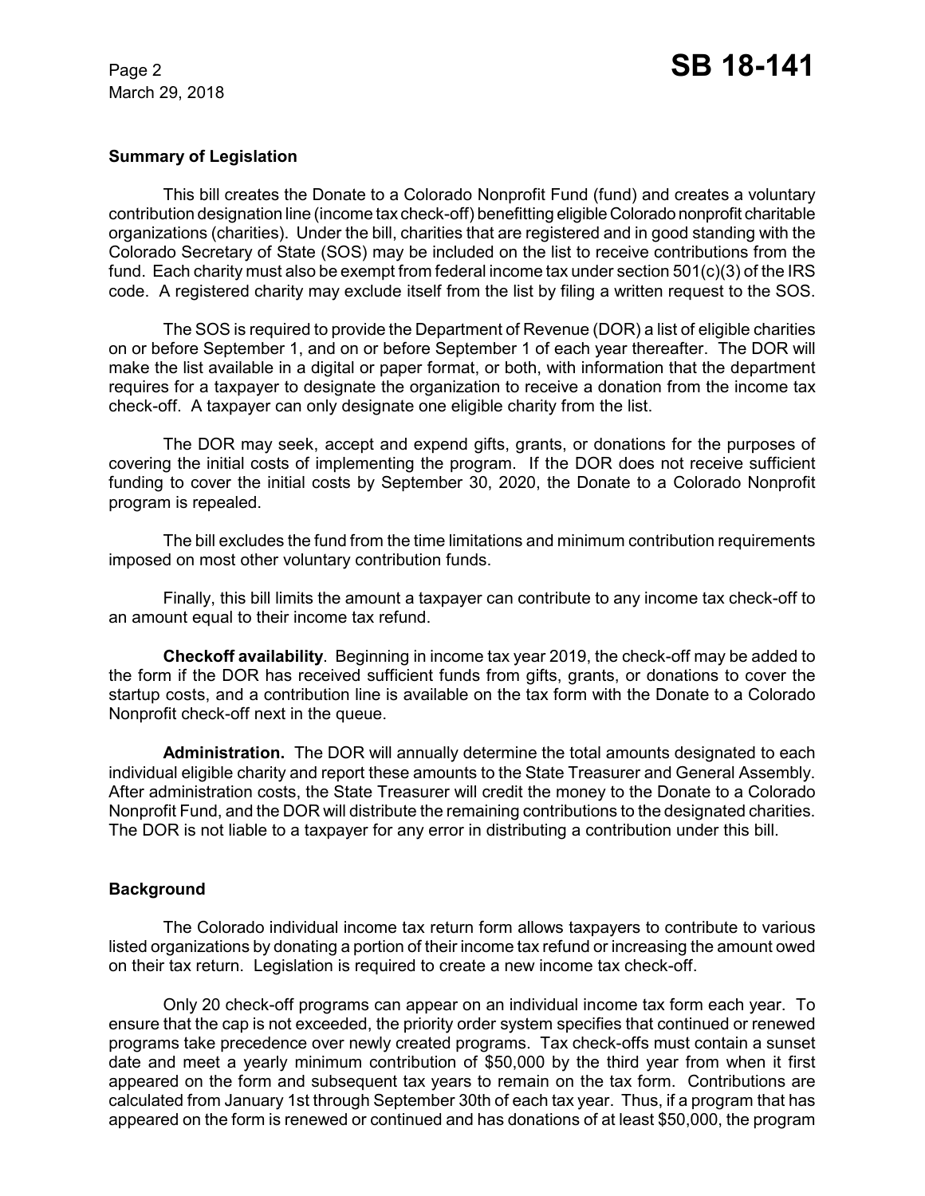### Summary of Legislation

This bill creates the Donate to a Colorado Nonprofit Fund (fund) and creates a voluntary contribution designation line (income tax check-off) benefitting eligible Colorado nonprofit charitable organizations (charities). Under the bill, charities that are registered and in good standing with the Colorado Secretary of State (SOS) may be included on the list to receive contributions from the fund. Each charity must also be exempt from federal income tax under section 501(c)(3) of the IRS code. A registered charity may exclude itself from the list by filing a written request to the SOS.

The SOS is required to provide the Department of Revenue (DOR) a list of eligible charities on or before September 1, and on or before September 1 of each year thereafter. The DOR will make the list available in a digital or paper format, or both, with information that the department requires for a taxpayer to designate the organization to receive a donation from the income tax check-off. A taxpayer can only designate one eligible charity from the list.

The DOR may seek, accept and expend gifts, grants, or donations for the purposes of covering the initial costs of implementing the program. If the DOR does not receive sufficient funding to cover the initial costs by September 30, 2020, the Donate to a Colorado Nonprofit program is repealed.

The bill excludes the fund from the time limitations and minimum contribution requirements imposed on most other voluntary contribution funds.

Finally, this bill limits the amount a taxpayer can contribute to any income tax check-off to an amount equal to their income tax refund.

**Checkoff availability**. Beginning in income tax year 2019, the check-off may be added to the form if the DOR has received sufficient funds from gifts, grants, or donations to cover the startup costs, and a contribution line is available on the tax form with the Donate to a Colorado Nonprofit check-off next in the queue.

**Administration.** The DOR will annually determine the total amounts designated to each individual eligible charity and report these amounts to the State Treasurer and General Assembly. After administration costs, the State Treasurer will credit the money to the Donate to a Colorado Nonprofit Fund, and the DOR will distribute the remaining contributions to the designated charities. The DOR is not liable to a taxpayer for any error in distributing a contribution under this bill.

### Background

The Colorado individual income tax return form allows taxpayers to contribute to various listed organizations by donating a portion of their income tax refund or increasing the amount owed on their tax return. Legislation is required to create a new income tax check-off.

Only 20 check-off programs can appear on an individual income tax form each year. To ensure that the cap is not exceeded, the priority order system specifies that continued or renewed programs take precedence over newly created programs. Tax check-offs must contain a sunset date and meet a yearly minimum contribution of $50,000 by the third year from when it first appeared on the form and subsequent tax years to remain on the tax form. Contributions are calculated from January 1st through September 30th of each tax year. Thus, if a program that has appeared on the form is renewed or continued and has donations of at least $50,000, the program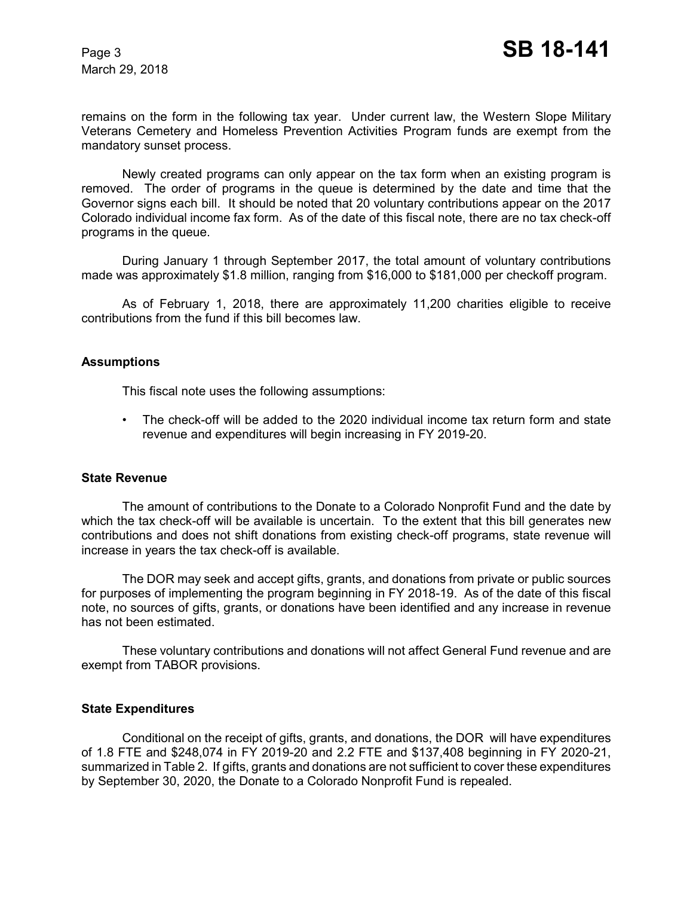remains on the form in the following tax year. Under current law, the Western Slope Military Veterans Cemetery and Homeless Prevention Activities Program funds are exempt from the mandatory sunset process.

Newly created programs can only appear on the tax form when an existing program is removed. The order of programs in the queue is determined by the date and time that the Governor signs each bill. It should be noted that 20 voluntary contributions appear on the 2017 Colorado individual income fax form. As of the date of this fiscal note, there are no tax check-off programs in the queue.

During January 1 through September 2017, the total amount of voluntary contributions made was approximately $1.8 million, ranging from $16,000 to $181,000 per checkoff program.

As of February 1, 2018, there are approximately 11,200 charities eligible to receive contributions from the fund if this bill becomes law.

### Assumptions

This fiscal note uses the following assumptions:

- The check-off will be added to the 2020 individual income tax return form and state revenue and expenditures will begin increasing in FY 2019-20.

### State Revenue

The amount of contributions to the Donate to a Colorado Nonprofit Fund and the date by which the tax check-off will be available is uncertain. To the extent that this bill generates new contributions and does not shift donations from existing check-off programs, state revenue will increase in years the tax check-off is available.

The DOR may seek and accept gifts, grants, and donations from private or public sources for purposes of implementing the program beginning in FY 2018-19. As of the date of this fiscal note, no sources of gifts, grants, or donations have been identified and any increase in revenue has not been estimated.

These voluntary contributions and donations will not affect General Fund revenue and are exempt from TABOR provisions.

### State Expenditures

Conditional on the receipt of gifts, grants, and donations, the DOR will have expenditures of 1.8 FTE and $248,074 in FY 2019-20 and 2.2 FTE and $137,408 beginning in FY 2020-21, summarized in Table 2. If gifts, grants and donations are not sufficient to cover these expenditures by September 30, 2020, the Donate to a Colorado Nonprofit Fund is repealed.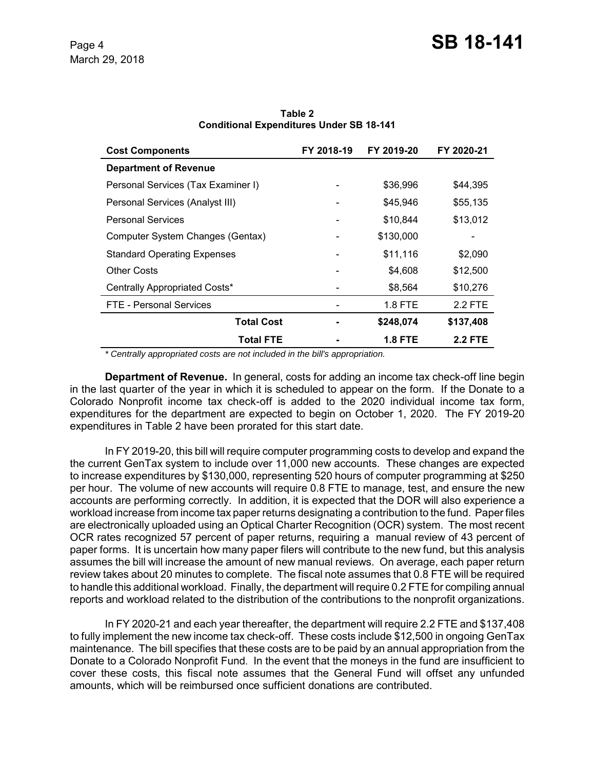**Table 2**
**Conditional Expenditures Under SB 18-141**

| Cost Components | FY 2018-19 | FY 2019-20 | FY 2020-21 |
|---|---|---|---|
| **Department of Revenue** | | | |
| Personal Services (Tax Examiner I) | - | $36,996 | $44,395 |
| Personal Services (Analyst III) | - | $45,946 | $55,135 |
| Personal Services | - | $10,844 | $13,012 |
| Computer System Changes (Gentax) | - | $130,000 | - |
| Standard Operating Expenses | - | $11,116 | $2,090 |
| Other Costs | - | $4,608 | $12,500 |
| Centrally Appropriated Costs* | - | $8,564 | $10,276 |
| FTE - Personal Services | - | 1.8 FTE | 2.2 FTE |
| **Total Cost** | **-** | **$248,074** | **$137,408** |
| **Total FTE** | **-** | **1.8 FTE** | **2.2 FTE** |

*\* Centrally appropriated costs are not included in the bill's appropriation.*

**Department of Revenue.** In general, costs for adding an income tax check-off line begin in the last quarter of the year in which it is scheduled to appear on the form. If the Donate to a Colorado Nonprofit income tax check-off is added to the 2020 individual income tax form, expenditures for the department are expected to begin on October 1, 2020. The FY 2019-20 expenditures in Table 2 have been prorated for this start date.

In FY 2019-20, this bill will require computer programming costs to develop and expand the the current GenTax system to include over 11,000 new accounts. These changes are expected to increase expenditures by $130,000, representing 520 hours of computer programming at $250 per hour. The volume of new accounts will require 0.8 FTE to manage, test, and ensure the new accounts are performing correctly. In addition, it is expected that the DOR will also experience a workload increase from income tax paper returns designating a contribution to the fund. Paper files are electronically uploaded using an Optical Charter Recognition (OCR) system. The most recent OCR rates recognized 57 percent of paper returns, requiring a manual review of 43 percent of paper forms. It is uncertain how many paper filers will contribute to the new fund, but this analysis assumes the bill will increase the amount of new manual reviews. On average, each paper return review takes about 20 minutes to complete. The fiscal note assumes that 0.8 FTE will be required to handle this additional workload. Finally, the department will require 0.2 FTE for compiling annual reports and workload related to the distribution of the contributions to the nonprofit organizations.

In FY 2020-21 and each year thereafter, the department will require 2.2 FTE and $137,408 to fully implement the new income tax check-off. These costs include $12,500 in ongoing GenTax maintenance. The bill specifies that these costs are to be paid by an annual appropriation from the Donate to a Colorado Nonprofit Fund. In the event that the moneys in the fund are insufficient to cover these costs, this fiscal note assumes that the General Fund will offset any unfunded amounts, which will be reimbursed once sufficient donations are contributed.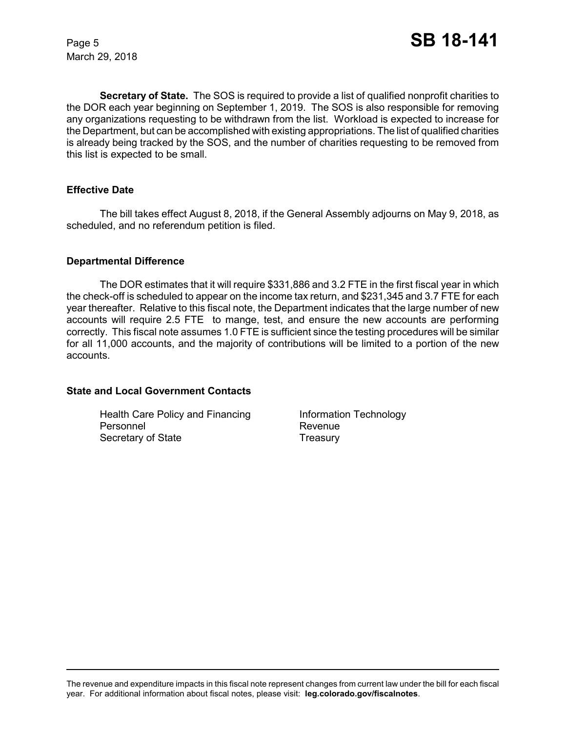**Secretary of State.** The SOS is required to provide a list of qualified nonprofit charities to the DOR each year beginning on September 1, 2019. The SOS is also responsible for removing any organizations requesting to be withdrawn from the list. Workload is expected to increase for the Department, but can be accomplished with existing appropriations. The list of qualified charities is already being tracked by the SOS, and the number of charities requesting to be removed from this list is expected to be small.

### Effective Date

The bill takes effect August 8, 2018, if the General Assembly adjourns on May 9, 2018, as scheduled, and no referendum petition is filed.

### Departmental Difference

The DOR estimates that it will require $331,886 and 3.2 FTE in the first fiscal year in which the check-off is scheduled to appear on the income tax return, and $231,345 and 3.7 FTE for each year thereafter. Relative to this fiscal note, the Department indicates that the large number of new accounts will require 2.5 FTE to mange, test, and ensure the new accounts are performing correctly. This fiscal note assumes 1.0 FTE is sufficient since the testing procedures will be similar for all 11,000 accounts, and the majority of contributions will be limited to a portion of the new accounts.

### State and Local Government Contacts

Health Care Policy and Financing
Information Technology
Personnel
Revenue
Secretary of State
Treasury

The revenue and expenditure impacts in this fiscal note represent changes from current law under the bill for each fiscal year. For additional information about fiscal notes, please visit: **leg.colorado.gov/fiscalnotes**.